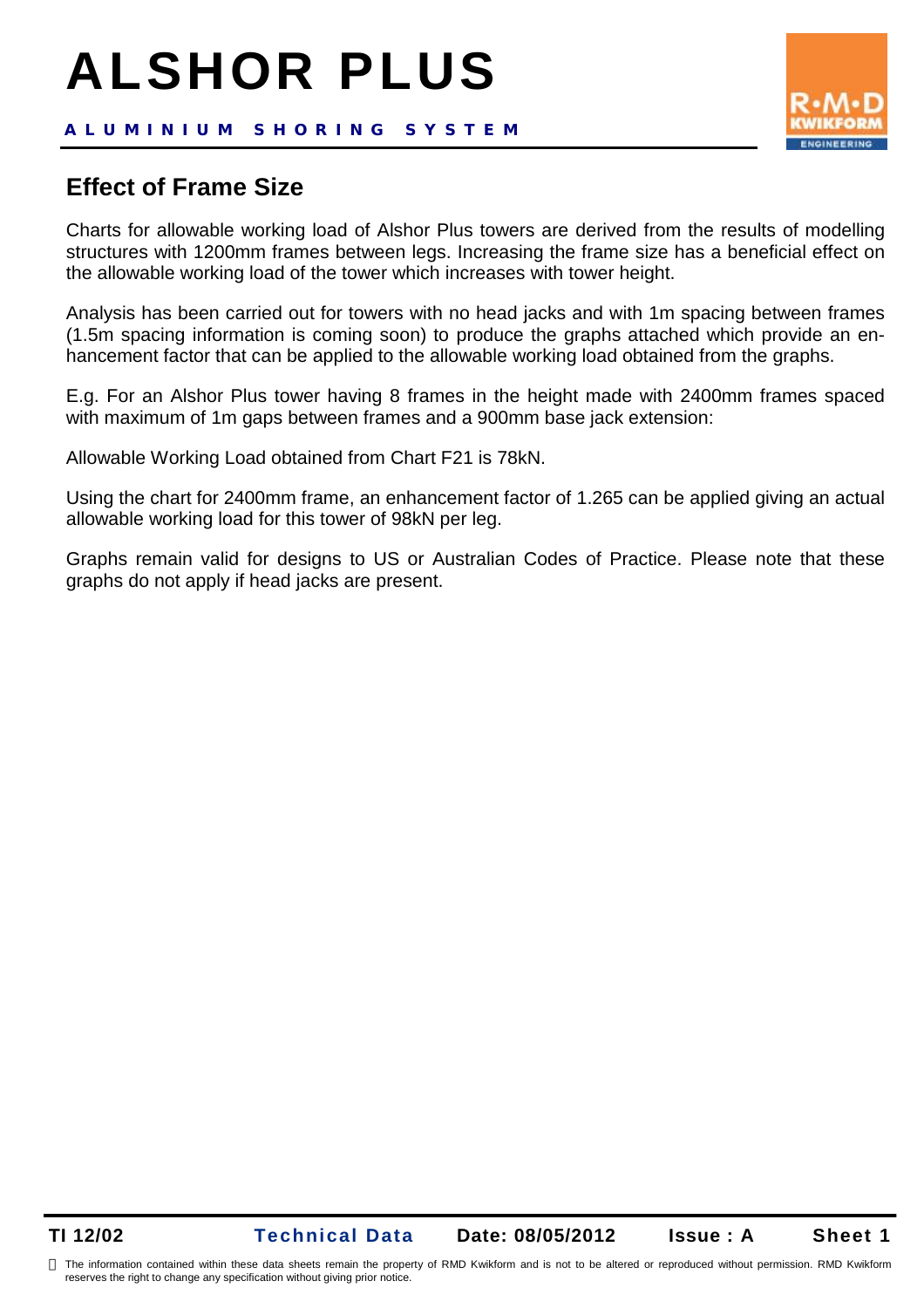# ALSHOR PLUS

**ALUMINIUM SHORING SYSTEM**

## Effect of Frame Size

Charts for allowable working load of Alshor Plus towers are derived from the results of modelling structures with 1200mm frames between legs. Increasing the frame size has a beneficial effect on the allowable working load of the tower which increases with tower height.

Analysis has been carried out for towers with no head jacks and with 1m spacing between frames (1.5m spacing information is coming soon) to produce the graphs attached which provide an enhancement factor that can be applied to the allowable working load obtained from the graphs.

E.g. For an Alshor Plus tower having 8 frames in the height made with 2400mm frames spaced with maximum of 1m gaps between frames and a 900mm base jack extension:

Allowable Working Load obtained from Chart F21 is 78kN.

Using the chart for 2400mm frame, an enhancement factor of 1.265 can be applied giving an actual allowable working load for this tower of 98kN per leg.

Graphs remain valid for designs to US or Australian Codes of Practice. Please note that these graphs do not apply if head jacks are present.

**TI 12/02** **Technical Data** **Date: 08/05/2012** **Issue : A** **Sheet 1**

The information contained within these data sheets remain the property of RMD Kwikform and is not to be altered or reproduced without permission. RMD Kwikform reserves the right to change any specification without giving prior notice.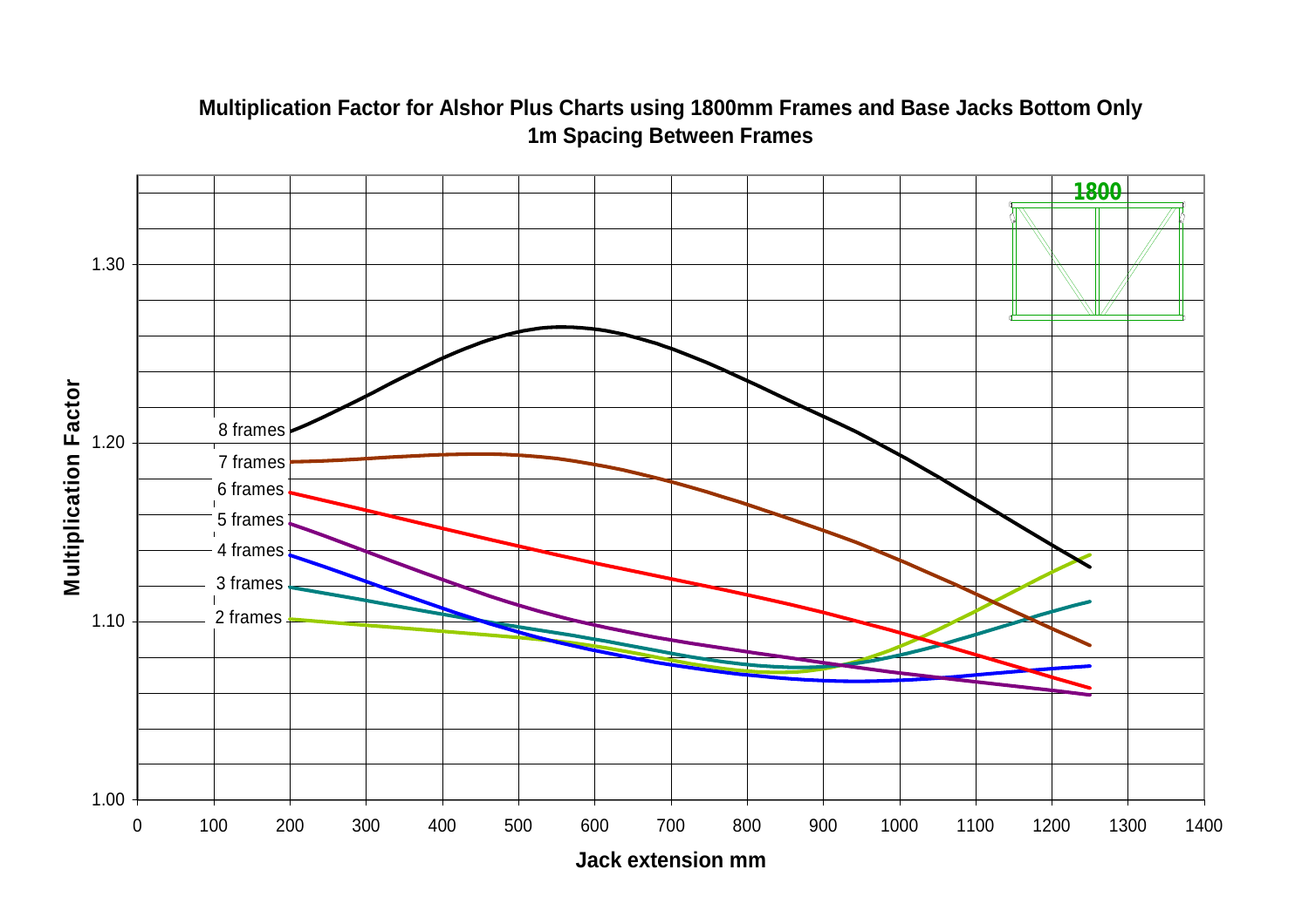**Multiplication Factor for Alshor Plus Charts using 1800mm Frames and Base Jacks Bottom Only**
**1m Spacing Between Frames**

Multiplication Factor

Jack extension mm

1800

8 frames
7 frames
6 frames
5 frames
4 frames
3 frames
2 frames

1.00
1.10
1.20
1.30

0 100 200 300 400 500 600 700 800 900 1000 1100 1200 1300 1400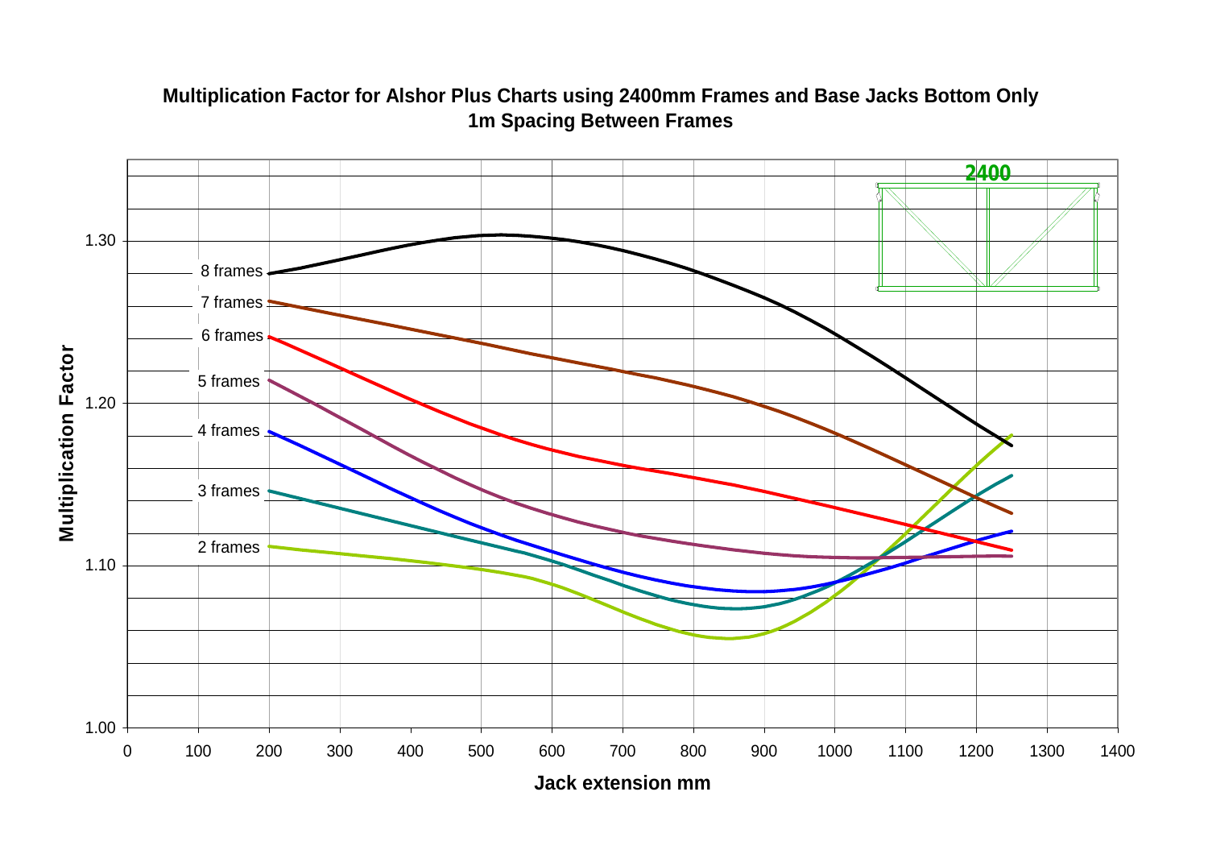## Multiplication Factor for Alshor Plus Charts using 2400mm Frames and Base Jacks Bottom Only
## 1m Spacing Between Frames

Multiplication Factor (y-axis: 1.00, 1.10, 1.20, 1.30)

Jack extension mm (x-axis: 0, 100, 200, 300, 400, 500, 600, 700, 800, 900, 1000, 1100, 1200, 1300, 1400)

Curves: 8 frames, 7 frames, 6 frames, 5 frames, 4 frames, 3 frames, 2 frames

2400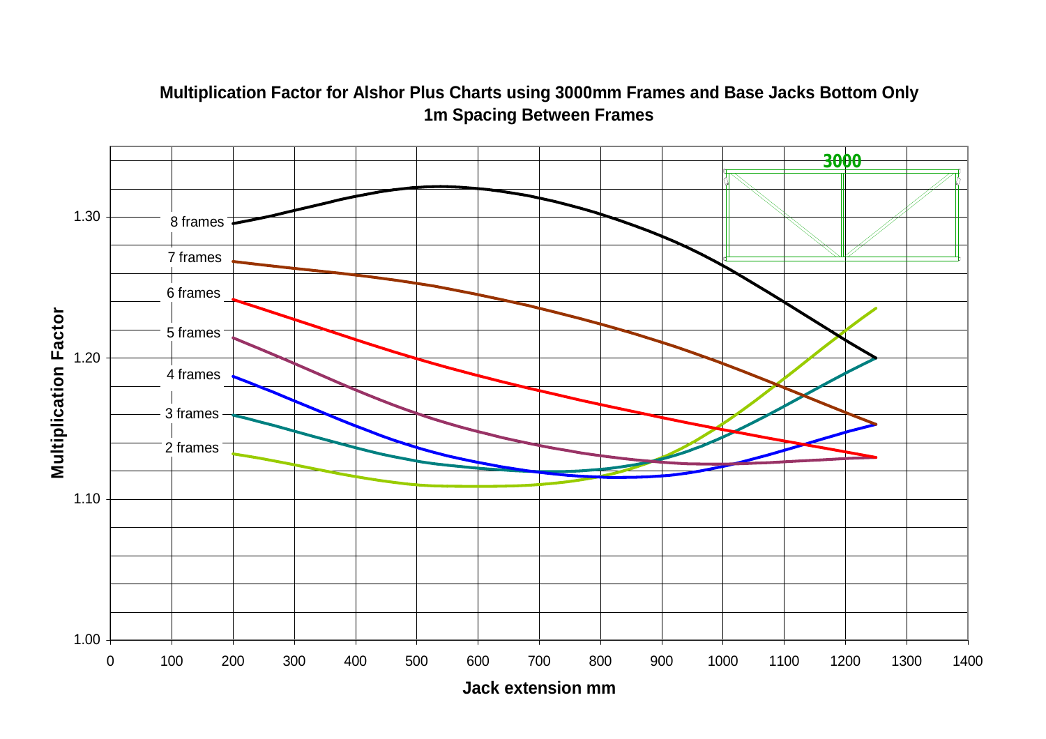## Multiplication Factor for Alshor Plus Charts using 3000mm Frames and Base Jacks Bottom Only
## 1m Spacing Between Frames

Multiplication Factor

1.30

1.20

1.10

1.00

8 frames

7 frames

6 frames

5 frames

4 frames

3 frames

2 frames

3000

0 100 200 300 400 500 600 700 800 900 1000 1100 1200 1300 1400

Jack extension mm